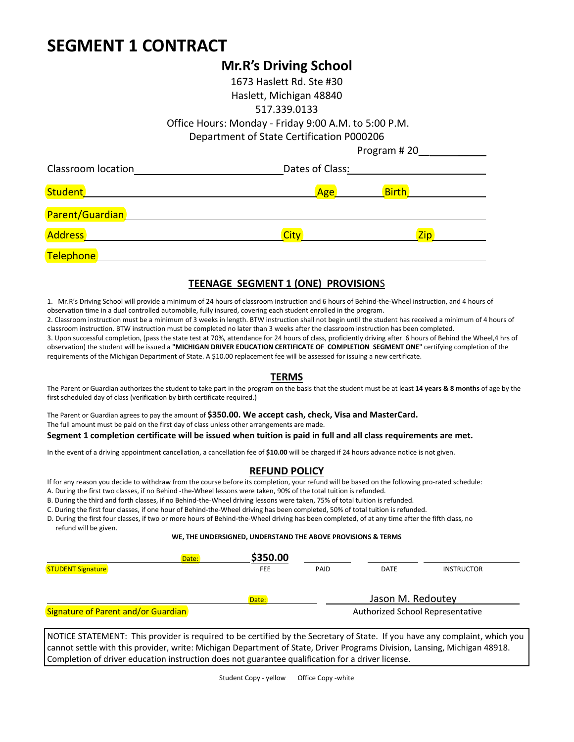# SEGMENT 1 CONTRACT

## Mr.R's Driving School

1673 Haslett Rd. Ste #30
Haslett, Michigan 48840
517.339.0133
Office Hours: Monday - Friday 9:00 A.M. to 5:00 P.M.
Department of State Certification P000206

Program # 20__________

Classroom location ______________________ Dates of Class: ______________________

Student ______________________ Age ________ Birth ____________

Parent/Guardian ______________________________________________

Address ______________________ City ______________________ Zip __________

Telephone ______________________________________________

### TEENAGE SEGMENT 1 (ONE) PROVISIONS

1. Mr.R's Driving School will provide a minimum of 24 hours of classroom instruction and 6 hours of Behind-the-Wheel instruction, and 4 hours of observation time in a dual controlled automobile, fully insured, covering each student enrolled in the program.
2. Classroom instruction must be a minimum of 3 weeks in length. BTW instruction shall not begin until the student has received a minimum of 4 hours of classroom instruction. BTW instruction must be completed no later than 3 weeks after the classroom instruction has been completed.
3. Upon successful completion, (pass the state test at 70%, attendance for 24 hours of class, proficiently driving after 6 hours of Behind the Wheel,4 hrs of observation) the student will be issued a **"MICHIGAN DRIVER EDUCATION CERTIFICATE OF COMPLETION SEGMENT ONE"** certifying completion of the requirements of the Michigan Department of State. A $10.00 replacement fee will be assessed for issuing a new certificate.

### TERMS

The Parent or Guardian authorizes the student to take part in the program on the basis that the student must be at least **14 years & 8 months** of age by the first scheduled day of class (verification by birth certificate required.)

The Parent or Guardian agrees to pay the amount of **$350.00. We accept cash, check, Visa and MasterCard.**
The full amount must be paid on the first day of class unless other arrangements are made.
**Segment 1 completion certificate will be issued when tuition is paid in full and all class requirements are met.**

In the event of a driving appointment cancellation, a cancellation fee of **$10.00** will be charged if 24 hours advance notice is not given.

### REFUND POLICY

If for any reason you decide to withdraw from the course before its completion, your refund will be based on the following pro-rated schedule:
A. During the first two classes, if no Behind -the-Wheel lessons were taken, 90% of the total tuition is refunded.
B. During the third and forth classes, if no Behind-the-Wheel driving lessons were taken, 75% of total tuition is refunded.
C. During the first four classes, if one hour of Behind-the-Wheel driving has been completed, 50% of total tuition is refunded.
D. During the first four classes, if two or more hours of Behind-the-Wheel driving has been completed, of at any time after the fifth class, no refund will be given.

**WE, THE UNDERSIGNED, UNDERSTAND THE ABOVE PROVISIONS & TERMS**

| ______________________ Date: | **$350.00** | ________ | ________ | ________ |
|---|---|---|---|---|
| STUDENT Signature | FEE | PAID | DATE | INSTRUCTOR |

______________________ Date: ________ Jason M. Redoutey
Signature of Parent and/or Guardian — Authorized School Representative

NOTICE STATEMENT: This provider is required to be certified by the Secretary of State. If you have any complaint, which you cannot settle with this provider, write: Michigan Department of State, Driver Programs Division, Lansing, Michigan 48918. Completion of driver education instruction does not guarantee qualification for a driver license.

Student Copy - yellow Office Copy -white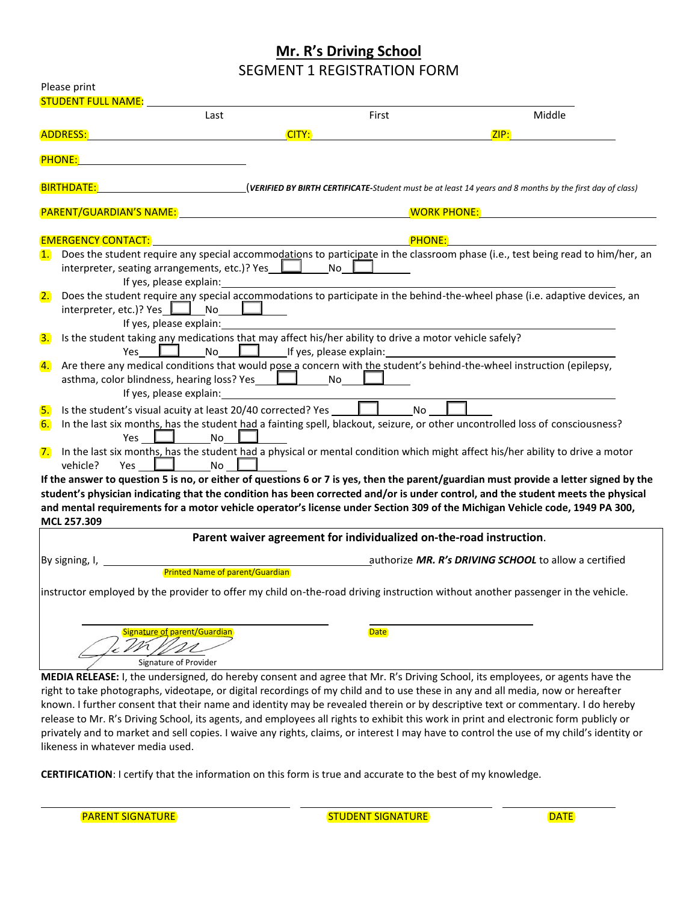# Mr. R's Driving School

## SEGMENT 1 REGISTRATION FORM

Please print

STUDENT FULL NAME: ______________________________________________

Last First Middle

ADDRESS: ______________________ CITY: ______________________ ZIP: ______________

PHONE: ______________________

BIRTHDATE: ______________________ (***VERIFIED BY BIRTH CERTIFICATE****-Student must be at least 14 years and 8 months by the first day of class)*

PARENT/GUARDIAN'S NAME: ______________________ WORK PHONE: ______________________

EMERGENCY CONTACT: ______________________ PHONE: ______________________

1. Does the student require any special accommodations to participate in the classroom phase (i.e., test being read to him/her, an interpreter, seating arrangements, etc.)? Yes ☐ No ☐
   If yes, please explain: ______________________
2. Does the student require any special accommodations to participate in the behind-the-wheel phase (i.e. adaptive devices, an interpreter, etc.)? Yes ☐ No ☐
   If yes, please explain: ______________________
3. Is the student taking any medications that may affect his/her ability to drive a motor vehicle safely?
   Yes ☐ No ☐ If yes, please explain: ______________________
4. Are there any medical conditions that would pose a concern with the student's behind-the-wheel instruction (epilepsy, asthma, color blindness, hearing loss? Yes ☐ No ☐
   If yes, please explain: ______________________
5. Is the student's visual acuity at least 20/40 corrected? Yes ☐ No ☐
6. In the last six months, has the student had a fainting spell, blackout, seizure, or other uncontrolled loss of consciousness?
   Yes ☐ No ☐
7. In the last six months, has the student had a physical or mental condition which might affect his/her ability to drive a motor vehicle? Yes ☐ No ☐

**If the answer to question 5 is no, or either of questions 6 or 7 is yes, then the parent/guardian must provide a letter signed by the student's physician indicating that the condition has been corrected and/or is under control, and the student meets the physical and mental requirements for a motor vehicle operator's license under Section 309 of the Michigan Vehicle code, 1949 PA 300, MCL 257.309**

**Parent waiver agreement for individualized on-the-road instruction.**

By signing, I, ______________________ authorize ***MR. R's DRIVING SCHOOL*** to allow a certified

Printed Name of parent/Guardian

instructor employed by the provider to offer my child on-the-road driving instruction without another passenger in the vehicle.

______________________ ______________________

Signature of parent/Guardian Date

Signature of Provider

**MEDIA RELEASE:** I, the undersigned, do hereby consent and agree that Mr. R's Driving School, its employees, or agents have the right to take photographs, videotape, or digital recordings of my child and to use these in any and all media, now or hereafter known. I further consent that their name and identity may be revealed therein or by descriptive text or commentary. I do hereby release to Mr. R's Driving School, its agents, and employees all rights to exhibit this work in print and electronic form publicly or privately and to market and sell copies. I waive any rights, claims, or interest I may have to control the use of my child's identity or likeness in whatever media used.

**CERTIFICATION**: I certify that the information on this form is true and accurate to the best of my knowledge.

______________________ ______________________ ______________

PARENT SIGNATURE STUDENT SIGNATURE DATE